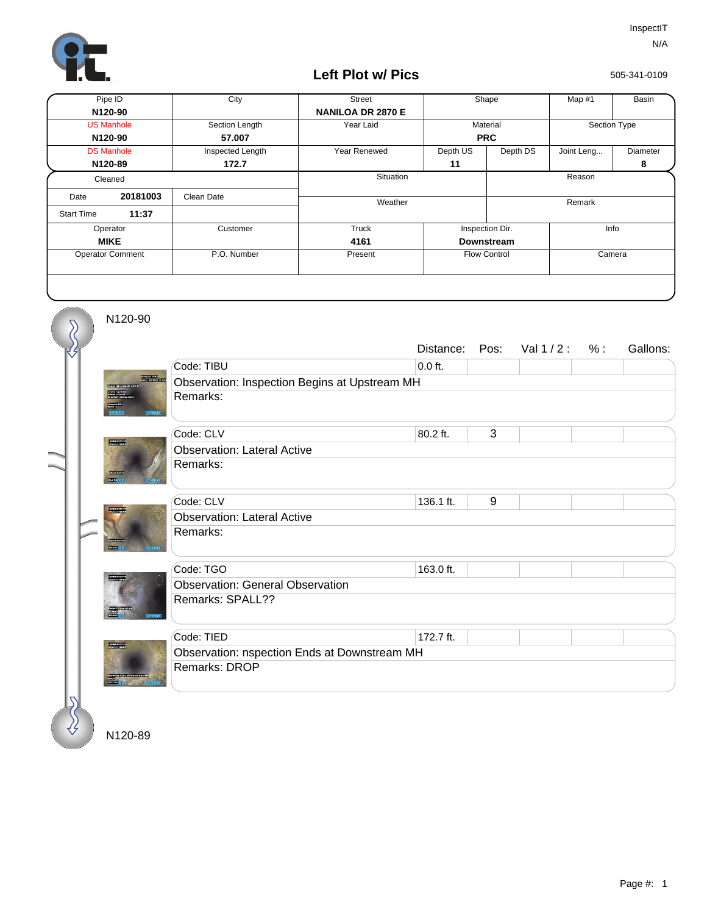InspectIT

N/A

# Left Plot w/ Pics

505-341-0109

| Pipe ID | City | Street | Shape | | Map #1 | Basin |
|---|---|---|---|---|---|---|
| **N120-90** | | **NANILOA DR 2870 E** | | | | |
| US Manhole | Section Length | Year Laid | Material | | Section Type | |
| **N120-90** | **57.007** | | **PRC** | | | |
| DS Manhole | Inspected Length | Year Renewed | Depth US | Depth DS | Joint Leng... | Diameter |
| **N120-89** | **172.7** | | **11** | | | **8** |

| Cleaned | | Situation | Reason |
|---|---|---|---|
| Date **20181003** | Clean Date | Weather | Remark |
| Start Time **11:37** | | | |
| Operator | Customer | Truck | Inspection Dir. | Info |
| **MIKE** | | **4161** | **Downstream** | |
| Operator Comment | P.O. Number | Present | Flow Control | Camera |

N120-90

| Code | Observation | Remarks | Distance: | Pos: | Val 1 / 2 : | % : | Gallons: |
|---|---|---|---|---|---|---|---|
| TIBU | Inspection Begins at Upstream MH | | 0.0 ft. | | | | |
| CLV | Lateral Active | | 80.2 ft. | 3 | | | |
| CLV | Lateral Active | | 136.1 ft. | 9 | | | |
| TGO | General Observation | SPALL?? | 163.0 ft. | | | | |
| TIED | nspection Ends at Downstream MH | DROP | 172.7 ft. | | | | |

N120-89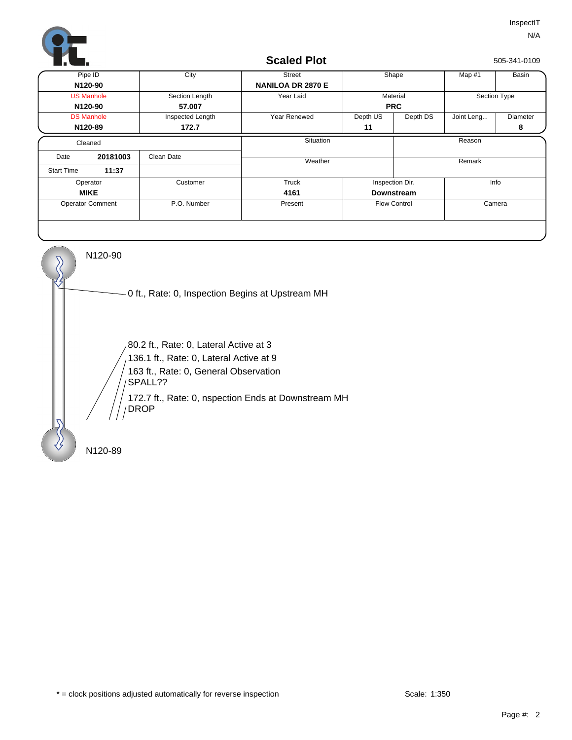InspectIT

N/A

## Scaled Plot

505-341-0109

| Pipe ID | City | Street | Shape | | Map #1 | Basin |
|---|---|---|---|---|---|---|
| N120-90 | | NANILOA DR 2870 E | | | | |
| US Manhole | Section Length | Year Laid | Material | | Section Type | |
| N120-90 | 57.007 | | PRC | | | |
| DS Manhole | Inspected Length | Year Renewed | Depth US | Depth DS | Joint Leng... | Diameter |
| N120-89 | 172.7 | | 11 | | | 8 |

| Cleaned | | | Situation | | Reason | |
|---|---|---|---|---|---|---|
| Date | 20181003 | Clean Date | Weather | | Remark | |
| Start Time | 11:37 | | | | | |
| Operator | | Customer | Truck | Inspection Dir. | | Info |
| MIKE | | | 4161 | Downstream | | |
| Operator Comment | | P.O. Number | Present | Flow Control | | Camera |

N120-90

0 ft., Rate: 0, Inspection Begins at Upstream MH

80.2 ft., Rate: 0, Lateral Active at 3

136.1 ft., Rate: 0, Lateral Active at 9

163 ft., Rate: 0, General Observation
SPALL??

172.7 ft., Rate: 0, nspection Ends at Downstream MH
DROP

N120-89

* = clock positions adjusted automatically for reverse inspection

Scale: 1:350